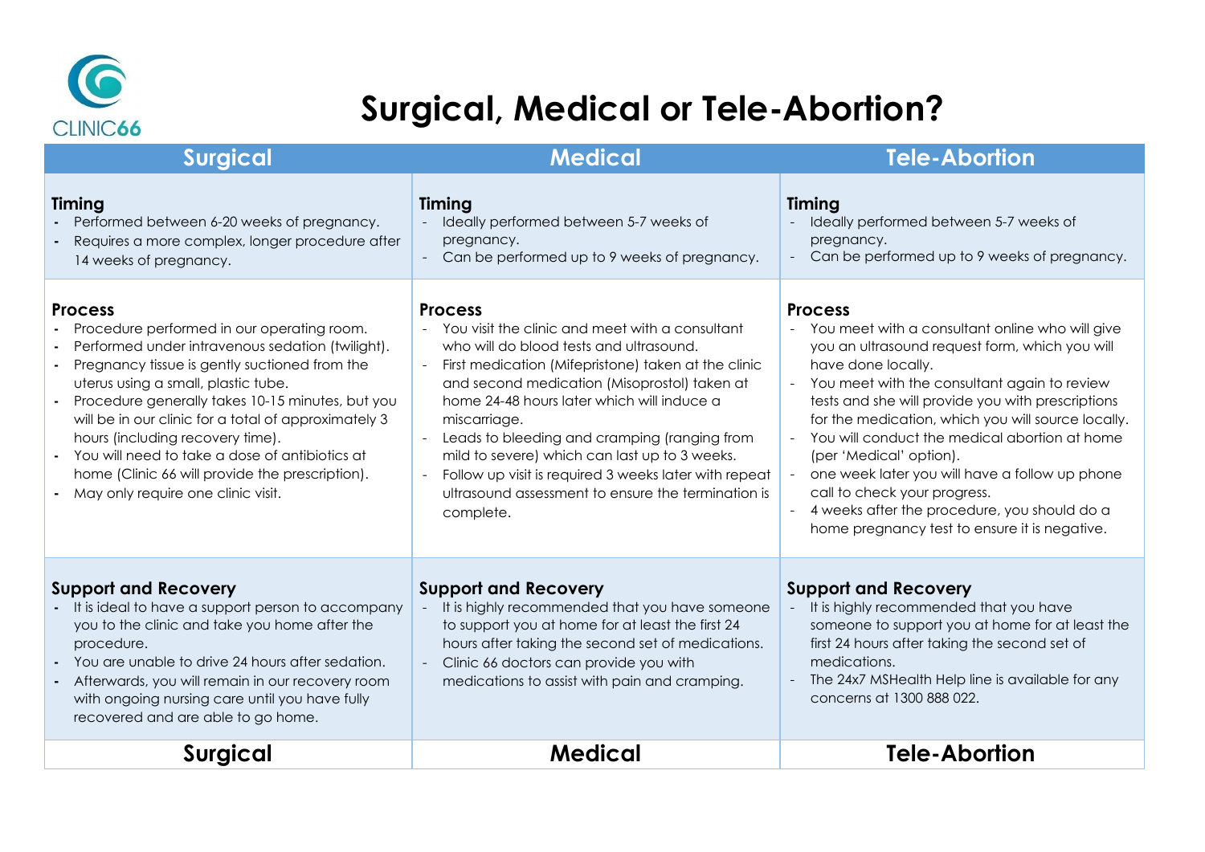CLINIC66

# Surgical, Medical or Tele-Abortion?

| Surgical | Medical | Tele-Abortion |
|---|---|---|
| **Timing**<br>- Performed between 6-20 weeks of pregnancy.<br>- Requires a more complex, longer procedure after 14 weeks of pregnancy. | **Timing**<br>- Ideally performed between 5-7 weeks of pregnancy.<br>- Can be performed up to 9 weeks of pregnancy. | **Timing**<br>- Ideally performed between 5-7 weeks of pregnancy.<br>- Can be performed up to 9 weeks of pregnancy. |
| **Process**<br>- Procedure performed in our operating room.<br>- Performed under intravenous sedation (twilight).<br>- Pregnancy tissue is gently suctioned from the uterus using a small, plastic tube.<br>- Procedure generally takes 10-15 minutes, but you will be in our clinic for a total of approximately 3 hours (including recovery time).<br>- You will need to take a dose of antibiotics at home (Clinic 66 will provide the prescription).<br>- May only require one clinic visit. | **Process**<br>- You visit the clinic and meet with a consultant who will do blood tests and ultrasound.<br>- First medication (Mifepristone) taken at the clinic and second medication (Misoprostol) taken at home 24-48 hours later which will induce a miscarriage.<br>- Leads to bleeding and cramping (ranging from mild to severe) which can last up to 3 weeks.<br>- Follow up visit is required 3 weeks later with repeat ultrasound assessment to ensure the termination is complete. | **Process**<br>- You meet with a consultant online who will give you an ultrasound request form, which you will have done locally.<br>- You meet with the consultant again to review tests and she will provide you with prescriptions for the medication, which you will source locally.<br>- You will conduct the medical abortion at home (per 'Medical' option).<br>- one week later you will have a follow up phone call to check your progress.<br>- 4 weeks after the procedure, you should do a home pregnancy test to ensure it is negative. |
| **Support and Recovery**<br>- It is ideal to have a support person to accompany you to the clinic and take you home after the procedure.<br>- You are unable to drive 24 hours after sedation.<br>- Afterwards, you will remain in our recovery room with ongoing nursing care until you have fully recovered and are able to go home. | **Support and Recovery**<br>- It is highly recommended that you have someone to support you at home for at least the first 24 hours after taking the second set of medications.<br>- Clinic 66 doctors can provide you with medications to assist with pain and cramping. | **Support and Recovery**<br>- It is highly recommended that you have someone to support you at home for at least the first 24 hours after taking the second set of medications.<br>- The 24x7 MSHealth Help line is available for any concerns at 1300 888 022. |
| **Surgical** | **Medical** | **Tele-Abortion** |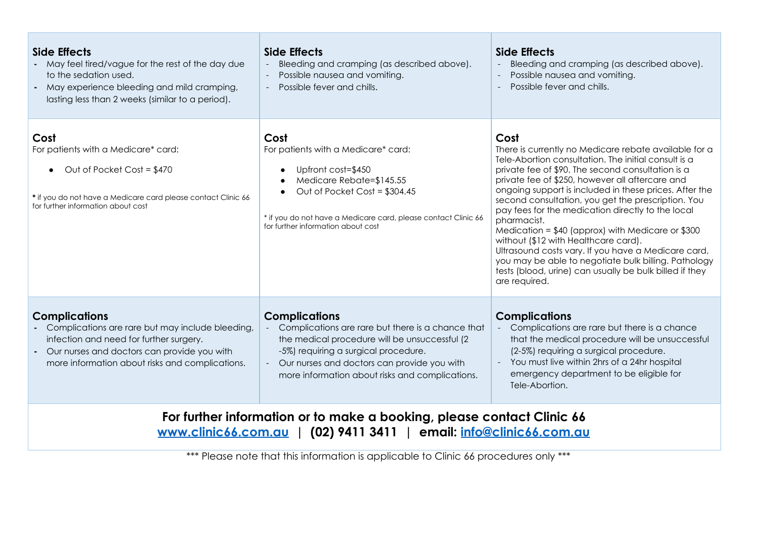| | | |
|---|---|---|
| **Side Effects**<br>- May feel tired/vague for the rest of the day due to the sedation used.<br>- May experience bleeding and mild cramping, lasting less than 2 weeks (similar to a period). | **Side Effects**<br>- Bleeding and cramping (as described above).<br>- Possible nausea and vomiting.<br>- Possible fever and chills. | **Side Effects**<br>- Bleeding and cramping (as described above).<br>- Possible nausea and vomiting.<br>- Possible fever and chills. |
| **Cost**<br>For patients with a Medicare* card:<br>• Out of Pocket Cost = $470<br><br>* if you do not have a Medicare card please contact Clinic 66 for further information about cost | **Cost**<br>For patients with a Medicare* card:<br>• Upfront cost=$450<br>• Medicare Rebate=$145.55<br>• Out of Pocket Cost = $304.45<br><br>* if you do not have a Medicare card, please contact Clinic 66 for further information about cost | **Cost**<br>There is currently no Medicare rebate available for a Tele-Abortion consultation. The initial consult is a private fee of $90. The second consultation is a private fee of $250, however all aftercare and ongoing support is included in these prices. After the second consultation, you get the prescription. You pay fees for the medication directly to the local pharmacist.<br>Medication = $40 (approx) with Medicare or $300 without ($12 with Healthcare card).<br>Ultrasound costs vary. If you have a Medicare card, you may be able to negotiate bulk billing. Pathology tests (blood, urine) can usually be bulk billed if they are required. |
| **Complications**<br>- Complications are rare but may include bleeding, infection and need for further surgery.<br>- Our nurses and doctors can provide you with more information about risks and complications. | **Complications**<br>- Complications are rare but there is a chance that the medical procedure will be unsuccessful (2 -5%) requiring a surgical procedure.<br>- Our nurses and doctors can provide you with more information about risks and complications. | **Complications**<br>- Complications are rare but there is a chance that the medical procedure will be unsuccessful (2-5%) requiring a surgical procedure.<br>- You must live within 2hrs of a 24hr hospital emergency department to be eligible for Tele-Abortion. |

**For further information or to make a booking, please contact Clinic 66**
**[www.clinic66.com.au](http://www.clinic66.com.au) | (02) 9411 3411 | email: [info@clinic66.com.au](mailto:info@clinic66.com.au)**

*** Please note that this information is applicable to Clinic 66 procedures only ***